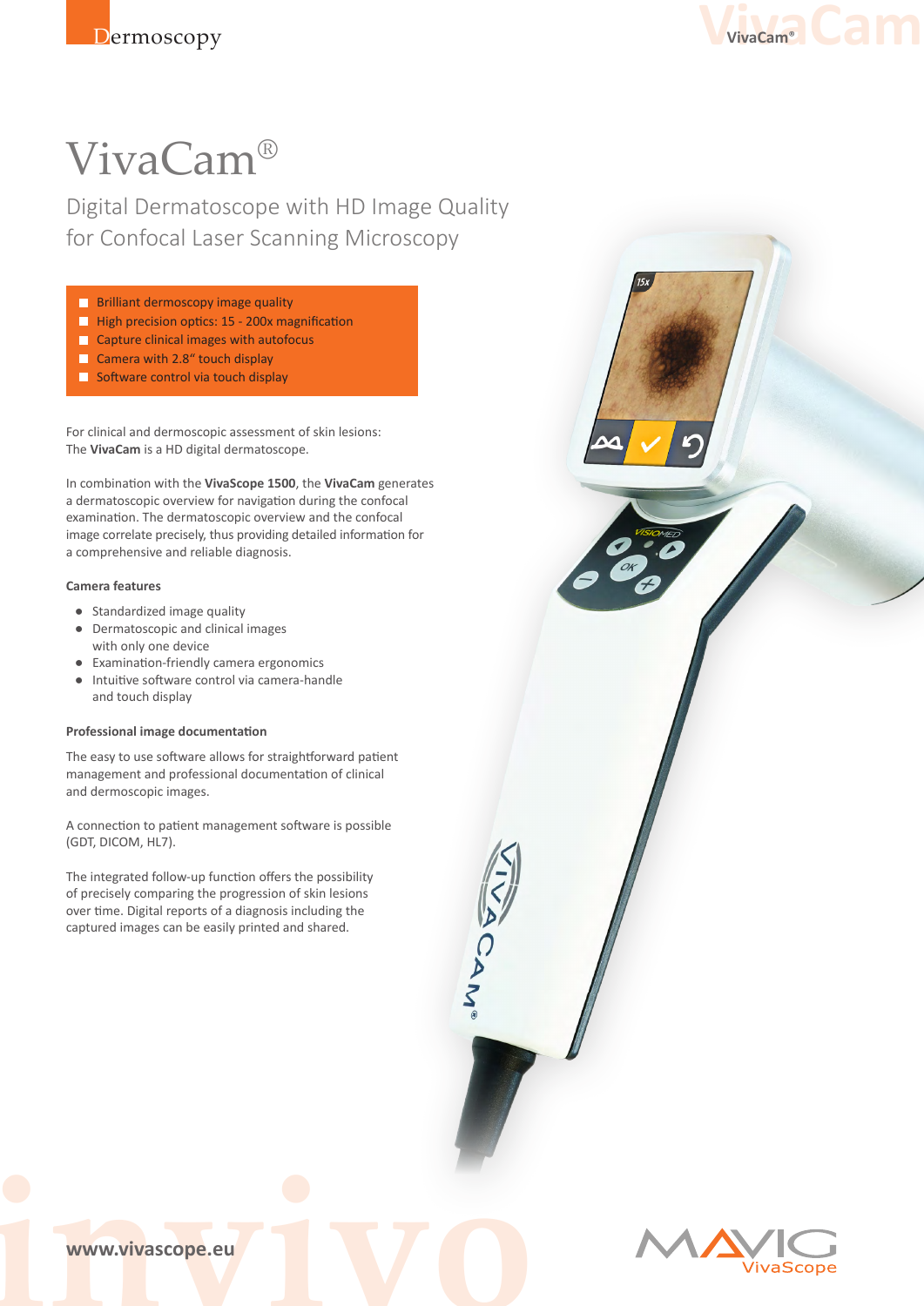Dermoscopy

# VivaCam®

## Digital Dermatoscope with HD Image Quality for Confocal Laser Scanning Microscopy

- Brilliant dermoscopy image quality
- High precision optics: 15 - 200x magnification
- Capture clinical images with autofocus
- Camera with 2.8" touch display
- Software control via touch display

For clinical and dermoscopic assessment of skin lesions: The **VivaCam** is a HD digital dermatoscope.

In combination with the **VivaScope 1500**, the **VivaCam** generates a dermatoscopic overview for navigation during the confocal examination. The dermatoscopic overview and the confocal image correlate precisely, thus providing detailed information for a comprehensive and reliable diagnosis.

### Camera features

- Standardized image quality
- Dermatoscopic and clinical images with only one device
- Examination-friendly camera ergonomics
- Intuitive software control via camera-handle and touch display

### Professional image documentation

The easy to use software allows for straightforward patient management and professional documentation of clinical and dermoscopic images.

A connection to patient management software is possible (GDT, DICOM, HL7).

The integrated follow-up function offers the possibility of precisely comparing the progression of skin lesions over time. Digital reports of a diagnosis including the captured images can be easily printed and shared.

www.vivascope.eu

MAVIG VivaScope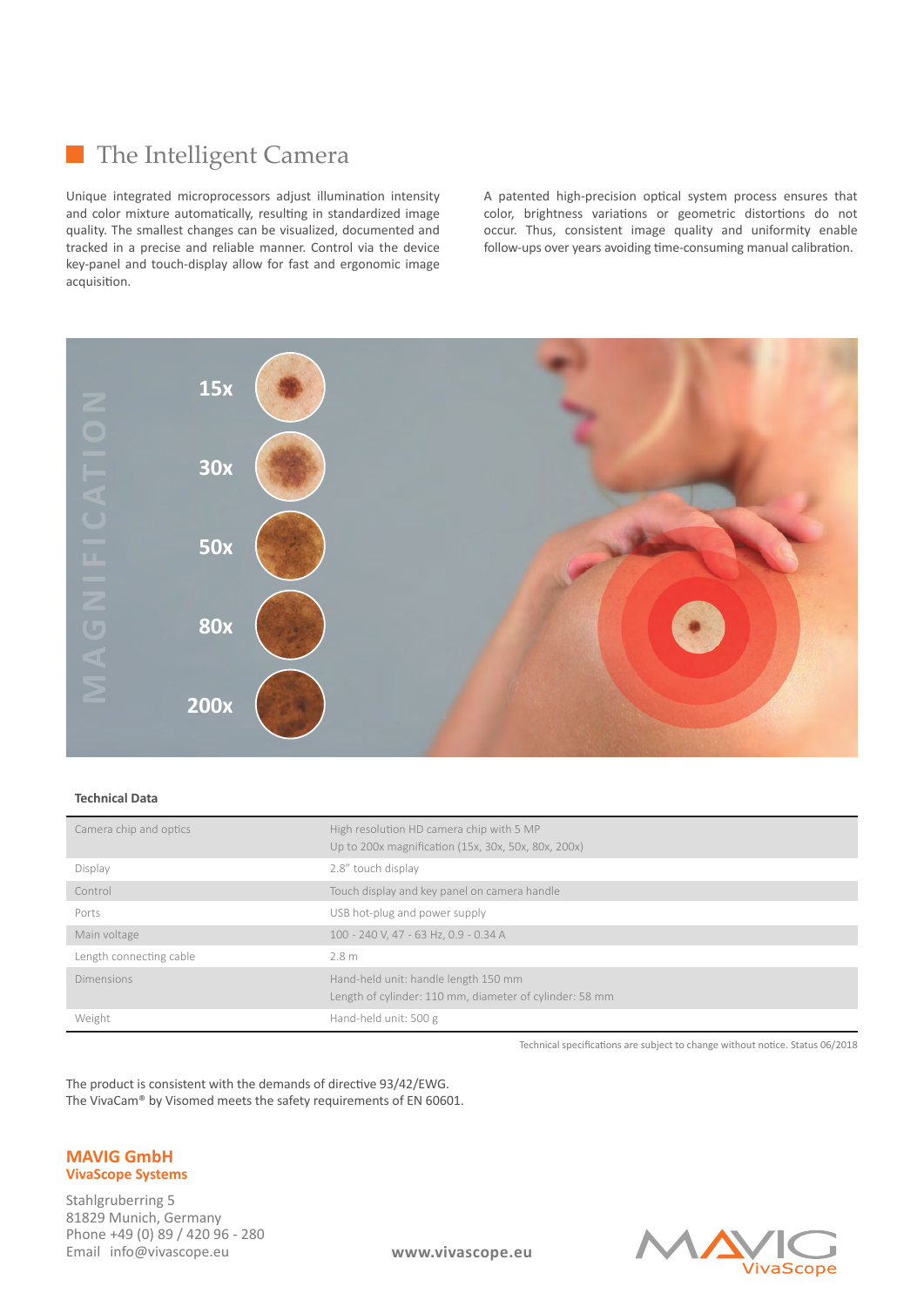## The Intelligent Camera

Unique integrated microprocessors adjust illumination intensity and color mixture automatically, resulting in standardized image quality. The smallest changes can be visualized, documented and tracked in a precise and reliable manner. Control via the device key-panel and touch-display allow for fast and ergonomic image acquisition.

A patented high-precision optical system process ensures that color, brightness variations or geometric distortions do not occur. Thus, consistent image quality and uniformity enable follow-ups over years avoiding time-consuming manual calibration.

MAGNIFICATION

15x

30x

50x

80x

200x

**Technical Data**

| | |
|---|---|
| Camera chip and optics | High resolution HD camera chip with 5 MP<br>Up to 200x magnification (15x, 30x, 50x, 80x, 200x) |
| Display | 2.8" touch display |
| Control | Touch display and key panel on camera handle |
| Ports | USB hot-plug and power supply |
| Main voltage | 100 - 240 V, 47 - 63 Hz, 0.9 - 0.34 A |
| Length connecting cable | 2.8 m |
| Dimensions | Hand-held unit: handle length 150 mm<br>Length of cylinder: 110 mm, diameter of cylinder: 58 mm |
| Weight | Hand-held unit: 500 g |

Technical specifications are subject to change without notice. Status 06/2018

The product is consistent with the demands of directive 93/42/EWG.
The VivaCam® by Visomed meets the safety requirements of EN 60601.

**MAVIG GmbH**
**VivaScope Systems**

Stahlgruberring 5
81829 Munich, Germany
Phone +49 (0) 89 / 420 96 - 280
Email info@vivascope.eu

**www.vivascope.eu**

MAVIG VivaScope